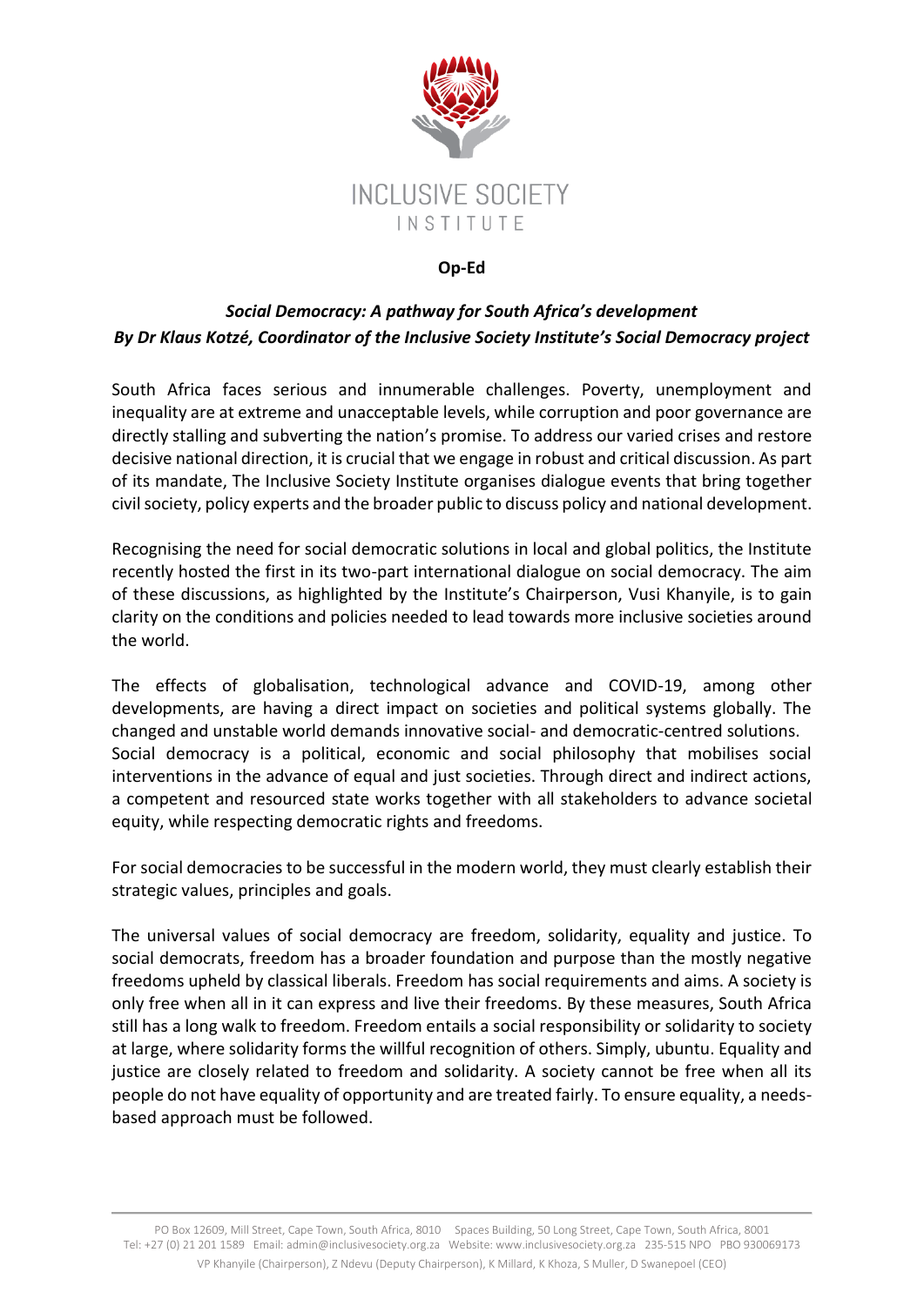INCLUSIVE SOCIETY INSTITUTE

**Op-Ed**

***Social Democracy: A pathway for South Africa's development***
***By Dr Klaus Kotzé, Coordinator of the Inclusive Society Institute's Social Democracy project***

South Africa faces serious and innumerable challenges. Poverty, unemployment and inequality are at extreme and unacceptable levels, while corruption and poor governance are directly stalling and subverting the nation's promise. To address our varied crises and restore decisive national direction, it is crucial that we engage in robust and critical discussion. As part of its mandate, The Inclusive Society Institute organises dialogue events that bring together civil society, policy experts and the broader public to discuss policy and national development.

Recognising the need for social democratic solutions in local and global politics, the Institute recently hosted the first in its two-part international dialogue on social democracy. The aim of these discussions, as highlighted by the Institute's Chairperson, Vusi Khanyile, is to gain clarity on the conditions and policies needed to lead towards more inclusive societies around the world.

The effects of globalisation, technological advance and COVID-19, among other developments, are having a direct impact on societies and political systems globally. The changed and unstable world demands innovative social- and democratic-centred solutions.
Social democracy is a political, economic and social philosophy that mobilises social interventions in the advance of equal and just societies. Through direct and indirect actions, a competent and resourced state works together with all stakeholders to advance societal equity, while respecting democratic rights and freedoms.

For social democracies to be successful in the modern world, they must clearly establish their strategic values, principles and goals.

The universal values of social democracy are freedom, solidarity, equality and justice. To social democrats, freedom has a broader foundation and purpose than the mostly negative freedoms upheld by classical liberals. Freedom has social requirements and aims. A society is only free when all in it can express and live their freedoms. By these measures, South Africa still has a long walk to freedom. Freedom entails a social responsibility or solidarity to society at large, where solidarity forms the willful recognition of others. Simply, ubuntu. Equality and justice are closely related to freedom and solidarity. A society cannot be free when all its people do not have equality of opportunity and are treated fairly. To ensure equality, a needs-based approach must be followed.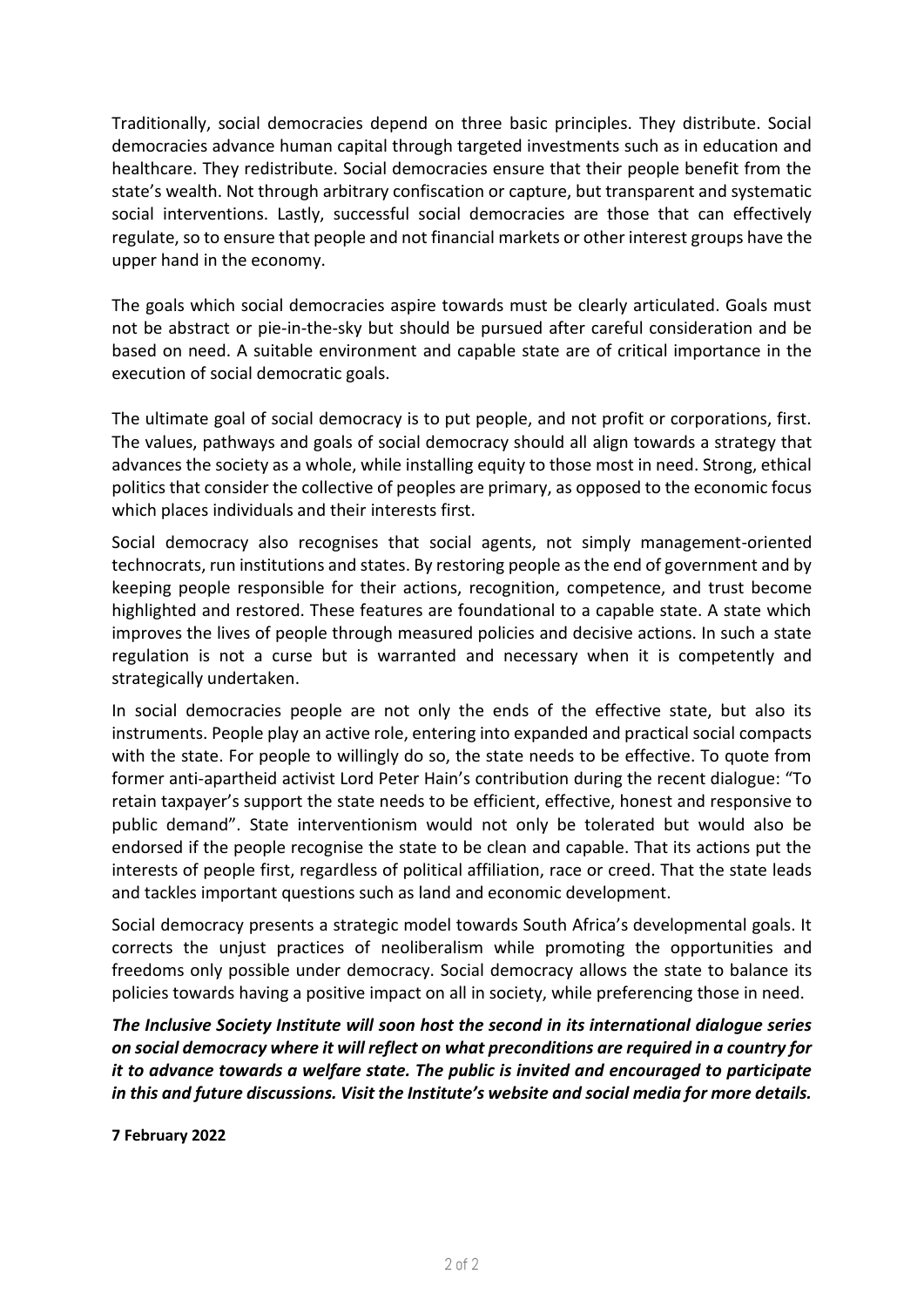Traditionally, social democracies depend on three basic principles. They distribute. Social democracies advance human capital through targeted investments such as in education and healthcare. They redistribute. Social democracies ensure that their people benefit from the state's wealth. Not through arbitrary confiscation or capture, but transparent and systematic social interventions. Lastly, successful social democracies are those that can effectively regulate, so to ensure that people and not financial markets or other interest groups have the upper hand in the economy.

The goals which social democracies aspire towards must be clearly articulated. Goals must not be abstract or pie-in-the-sky but should be pursued after careful consideration and be based on need. A suitable environment and capable state are of critical importance in the execution of social democratic goals.

The ultimate goal of social democracy is to put people, and not profit or corporations, first. The values, pathways and goals of social democracy should all align towards a strategy that advances the society as a whole, while installing equity to those most in need. Strong, ethical politics that consider the collective of peoples are primary, as opposed to the economic focus which places individuals and their interests first.

Social democracy also recognises that social agents, not simply management-oriented technocrats, run institutions and states. By restoring people as the end of government and by keeping people responsible for their actions, recognition, competence, and trust become highlighted and restored. These features are foundational to a capable state. A state which improves the lives of people through measured policies and decisive actions. In such a state regulation is not a curse but is warranted and necessary when it is competently and strategically undertaken.

In social democracies people are not only the ends of the effective state, but also its instruments. People play an active role, entering into expanded and practical social compacts with the state. For people to willingly do so, the state needs to be effective. To quote from former anti-apartheid activist Lord Peter Hain's contribution during the recent dialogue: "To retain taxpayer's support the state needs to be efficient, effective, honest and responsive to public demand". State interventionism would not only be tolerated but would also be endorsed if the people recognise the state to be clean and capable. That its actions put the interests of people first, regardless of political affiliation, race or creed. That the state leads and tackles important questions such as land and economic development.

Social democracy presents a strategic model towards South Africa's developmental goals. It corrects the unjust practices of neoliberalism while promoting the opportunities and freedoms only possible under democracy. Social democracy allows the state to balance its policies towards having a positive impact on all in society, while preferencing those in need.

***The Inclusive Society Institute will soon host the second in its international dialogue series on social democracy where it will reflect on what preconditions are required in a country for it to advance towards a welfare state. The public is invited and encouraged to participate in this and future discussions. Visit the Institute's website and social media for more details.***

**7 February 2022**